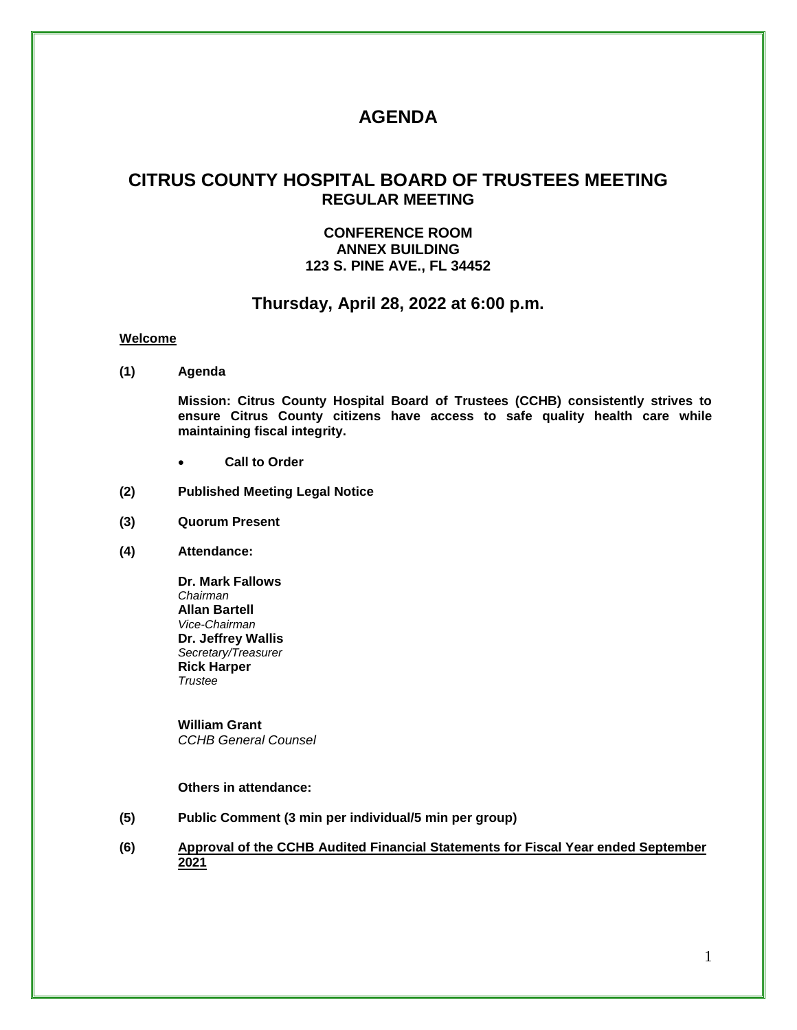# AGENDA

## CITRUS COUNTY HOSPITAL BOARD OF TRUSTEES MEETING
### REGULAR MEETING

**CONFERENCE ROOM**
**ANNEX BUILDING**
**123 S. PINE AVE., FL 34452**

## Thursday, April 28, 2022 at 6:00 p.m.

**Welcome**

**(1) Agenda**

**Mission: Citrus County Hospital Board of Trustees (CCHB) consistently strives to ensure Citrus County citizens have access to safe quality health care while maintaining fiscal integrity.**

- **Call to Order**

**(2) Published Meeting Legal Notice**

**(3) Quorum Present**

**(4) Attendance:**

**Dr. Mark Fallows**
*Chairman*
**Allan Bartell**
*Vice-Chairman*
**Dr. Jeffrey Wallis**
*Secretary/Treasurer*
**Rick Harper**
*Trustee*

**William Grant**
*CCHB General Counsel*

**Others in attendance:**

**(5) Public Comment (3 min per individual/5 min per group)**

**(6) Approval of the CCHB Audited Financial Statements for Fiscal Year ended September 2021**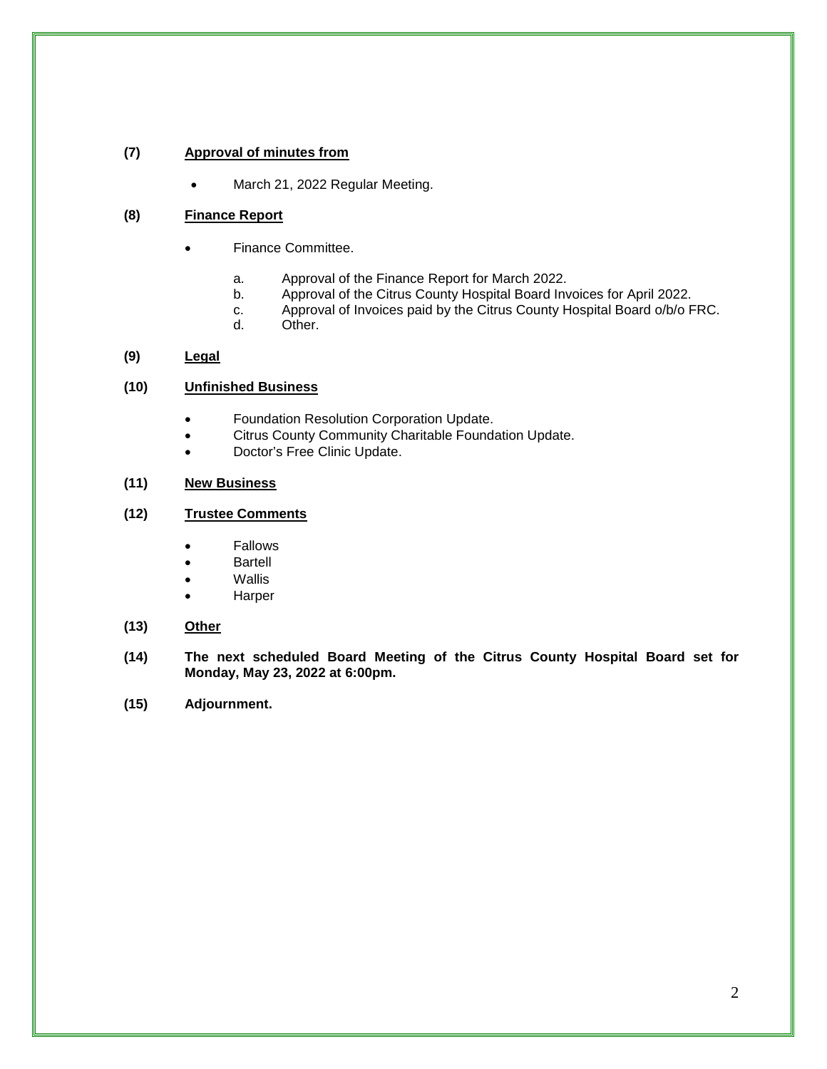**(7) <u>Approval of minutes from</u>**

- March 21, 2022 Regular Meeting.

**(8) <u>Finance Report</u>**

- Finance Committee.

  a. Approval of the Finance Report for March 2022.
  b. Approval of the Citrus County Hospital Board Invoices for April 2022.
  c. Approval of Invoices paid by the Citrus County Hospital Board o/b/o FRC.
  d. Other.

**(9) <u>Legal</u>**

**(10) <u>Unfinished Business</u>**

- Foundation Resolution Corporation Update.
- Citrus County Community Charitable Foundation Update.
- Doctor's Free Clinic Update.

**(11) <u>New Business</u>**

**(12) <u>Trustee Comments</u>**

- Fallows
- Bartell
- Wallis
- Harper

**(13) <u>Other</u>**

**(14) The next scheduled Board Meeting of the Citrus County Hospital Board set for Monday, May 23, 2022 at 6:00pm.**

**(15) Adjournment.**